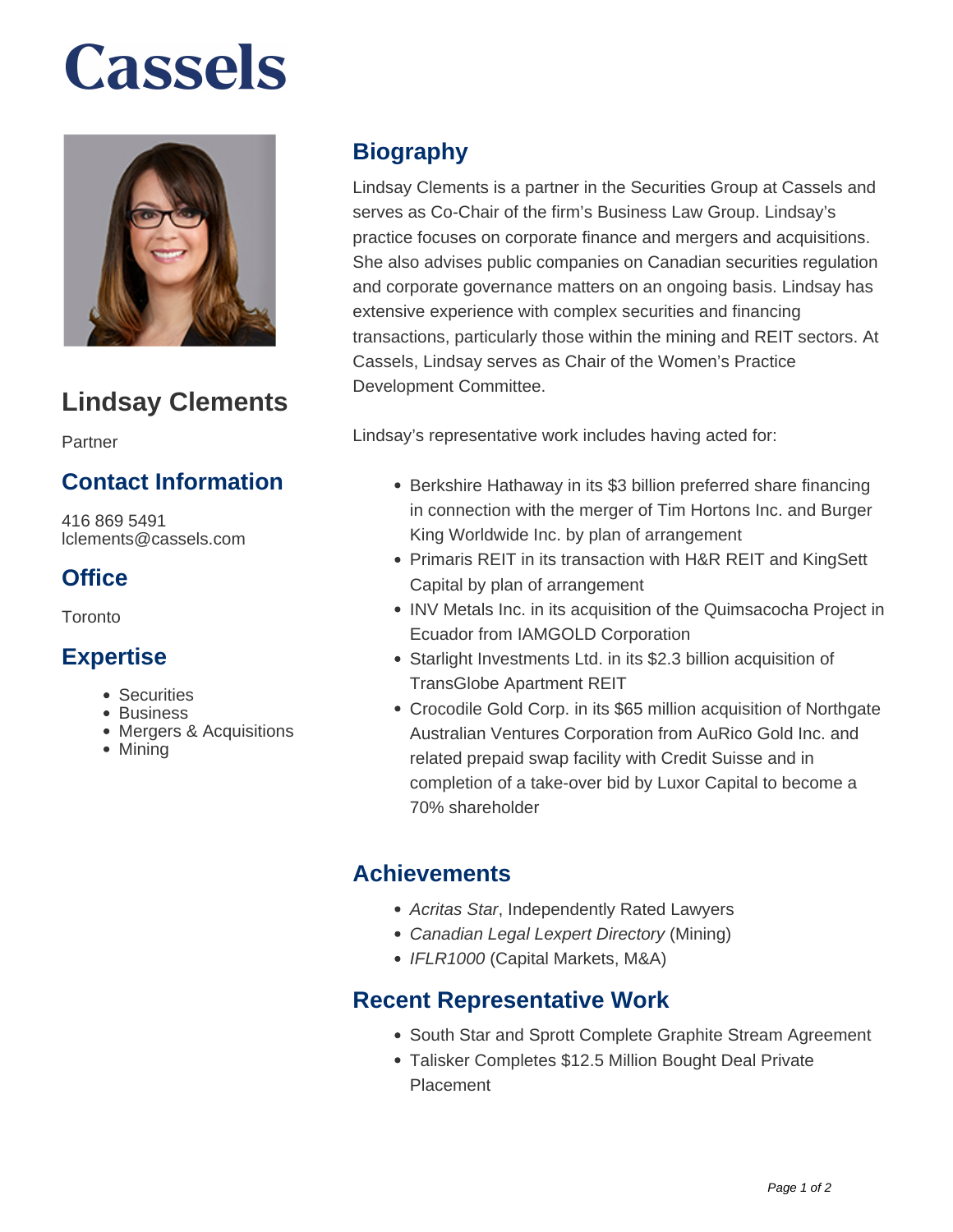# Cassels

## Lindsay Clements

Partner

### Contact Information

416 869 5491
lclements@cassels.com

### Office

Toronto

### Expertise

- Securities
- Business
- Mergers & Acquisitions
- Mining

## Biography

Lindsay Clements is a partner in the Securities Group at Cassels and serves as Co-Chair of the firm's Business Law Group. Lindsay's practice focuses on corporate finance and mergers and acquisitions. She also advises public companies on Canadian securities regulation and corporate governance matters on an ongoing basis. Lindsay has extensive experience with complex securities and financing transactions, particularly those within the mining and REIT sectors. At Cassels, Lindsay serves as Chair of the Women's Practice Development Committee.

Lindsay's representative work includes having acted for:

- Berkshire Hathaway in its $3 billion preferred share financing in connection with the merger of Tim Hortons Inc. and Burger King Worldwide Inc. by plan of arrangement
- Primaris REIT in its transaction with H&R REIT and KingSett Capital by plan of arrangement
- INV Metals Inc. in its acquisition of the Quimsacocha Project in Ecuador from IAMGOLD Corporation
- Starlight Investments Ltd. in its $2.3 billion acquisition of TransGlobe Apartment REIT
- Crocodile Gold Corp. in its $65 million acquisition of Northgate Australian Ventures Corporation from AuRico Gold Inc. and related prepaid swap facility with Credit Suisse and in completion of a take-over bid by Luxor Capital to become a 70% shareholder

## Achievements

- *Acritas Star*, Independently Rated Lawyers
- *Canadian Legal Lexpert Directory* (Mining)
- *IFLR1000* (Capital Markets, M&A)

## Recent Representative Work

- South Star and Sprott Complete Graphite Stream Agreement
- Talisker Completes $12.5 Million Bought Deal Private Placement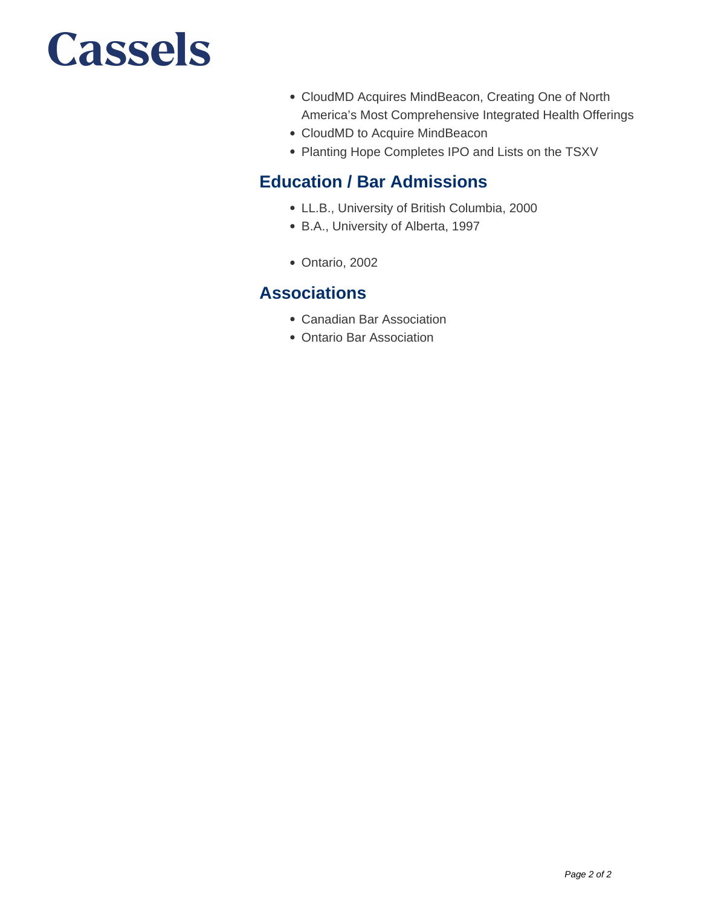- CloudMD Acquires MindBeacon, Creating One of North America's Most Comprehensive Integrated Health Offerings
- CloudMD to Acquire MindBeacon
- Planting Hope Completes IPO and Lists on the TSXV

## Education / Bar Admissions

- LL.B., University of British Columbia, 2000
- B.A., University of Alberta, 1997

- Ontario, 2002

## Associations

- Canadian Bar Association
- Ontario Bar Association